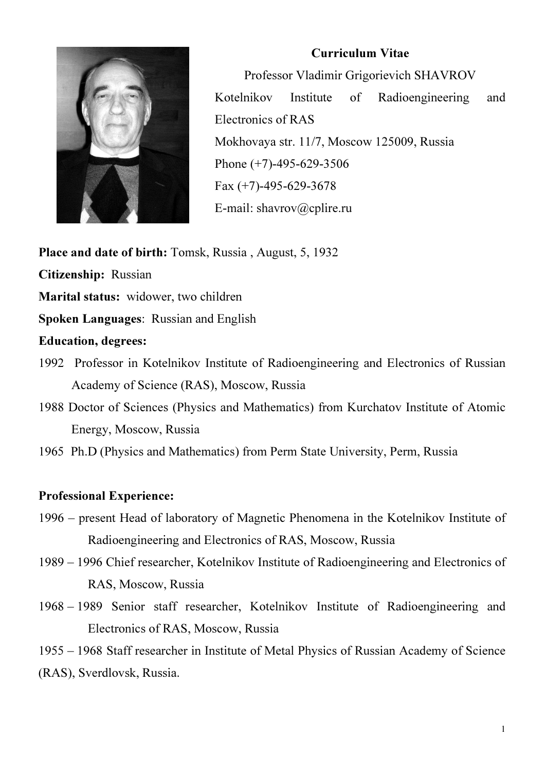# Curriculum Vitae

Professor Vladimir Grigorievich SHAVROV

Kotelnikov Institute of Radioengineering and Electronics of RAS

Mokhovaya str. 11/7, Moscow 125009, Russia

Phone (+7)-495-629-3506

Fax (+7)-495-629-3678

E-mail: shavrov@cplire.ru

**Place and date of birth:** Tomsk, Russia , August, 5, 1932

**Citizenship:** Russian

**Marital status:** widower, two children

**Spoken Languages**: Russian and English

**Education, degrees:**

1992 Professor in Kotelnikov Institute of Radioengineering and Electronics of Russian Academy of Science (RAS), Moscow, Russia

1988 Doctor of Sciences (Physics and Mathematics) from Kurchatov Institute of Atomic Energy, Moscow, Russia

1965 Ph.D (Physics and Mathematics) from Perm State University, Perm, Russia

**Professional Experience:**

1996 – present Head of laboratory of Magnetic Phenomena in the Kotelnikov Institute of Radioengineering and Electronics of RAS, Moscow, Russia

1989 – 1996 Chief researcher, Kotelnikov Institute of Radioengineering and Electronics of RAS, Moscow, Russia

1968 – 1989 Senior staff researcher, Kotelnikov Institute of Radioengineering and Electronics of RAS, Moscow, Russia

1955 – 1968 Staff researcher in Institute of Metal Physics of Russian Academy of Science (RAS), Sverdlovsk, Russia.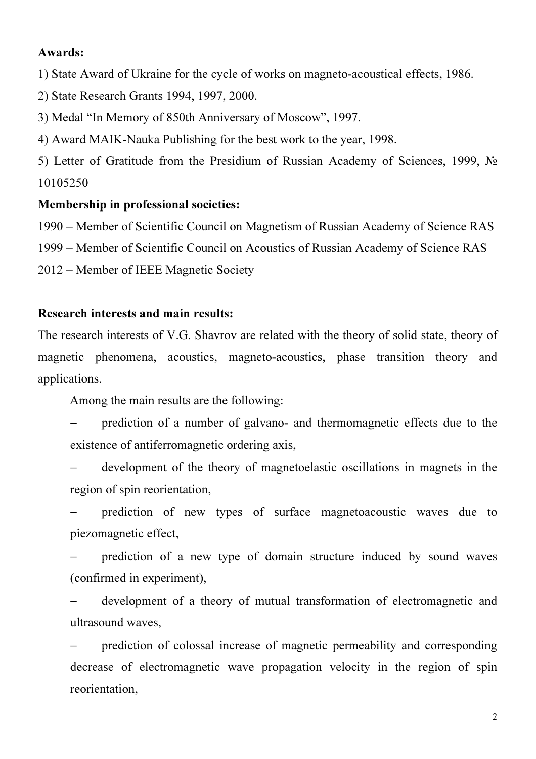**Awards:**

1) State Award of Ukraine for the cycle of works on magneto-acoustical effects, 1986.

2) State Research Grants 1994, 1997, 2000.

3) Medal "In Memory of 850th Anniversary of Moscow", 1997.

4) Award MAIK-Nauka Publishing for the best work to the year, 1998.

5) Letter of Gratitude from the Presidium of Russian Academy of Sciences, 1999, № 10105250

**Membership in professional societies:**

1990 – Member of Scientific Council on Magnetism of Russian Academy of Science RAS

1999 – Member of Scientific Council on Acoustics of Russian Academy of Science RAS

2012 – Member of IEEE Magnetic Society

**Research interests and main results:**

The research interests of V.G. Shavrov are related with the theory of solid state, theory of magnetic phenomena, acoustics, magneto-acoustics, phase transition theory and applications.

Among the main results are the following:

- prediction of a number of galvano- and thermomagnetic effects due to the existence of antiferromagnetic ordering axis,
- development of the theory of magnetoelastic oscillations in magnets in the region of spin reorientation,
- prediction of new types of surface magnetoacoustic waves due to piezomagnetic effect,
- prediction of a new type of domain structure induced by sound waves (confirmed in experiment),
- development of a theory of mutual transformation of electromagnetic and ultrasound waves,
- prediction of colossal increase of magnetic permeability and corresponding decrease of electromagnetic wave propagation velocity in the region of spin reorientation,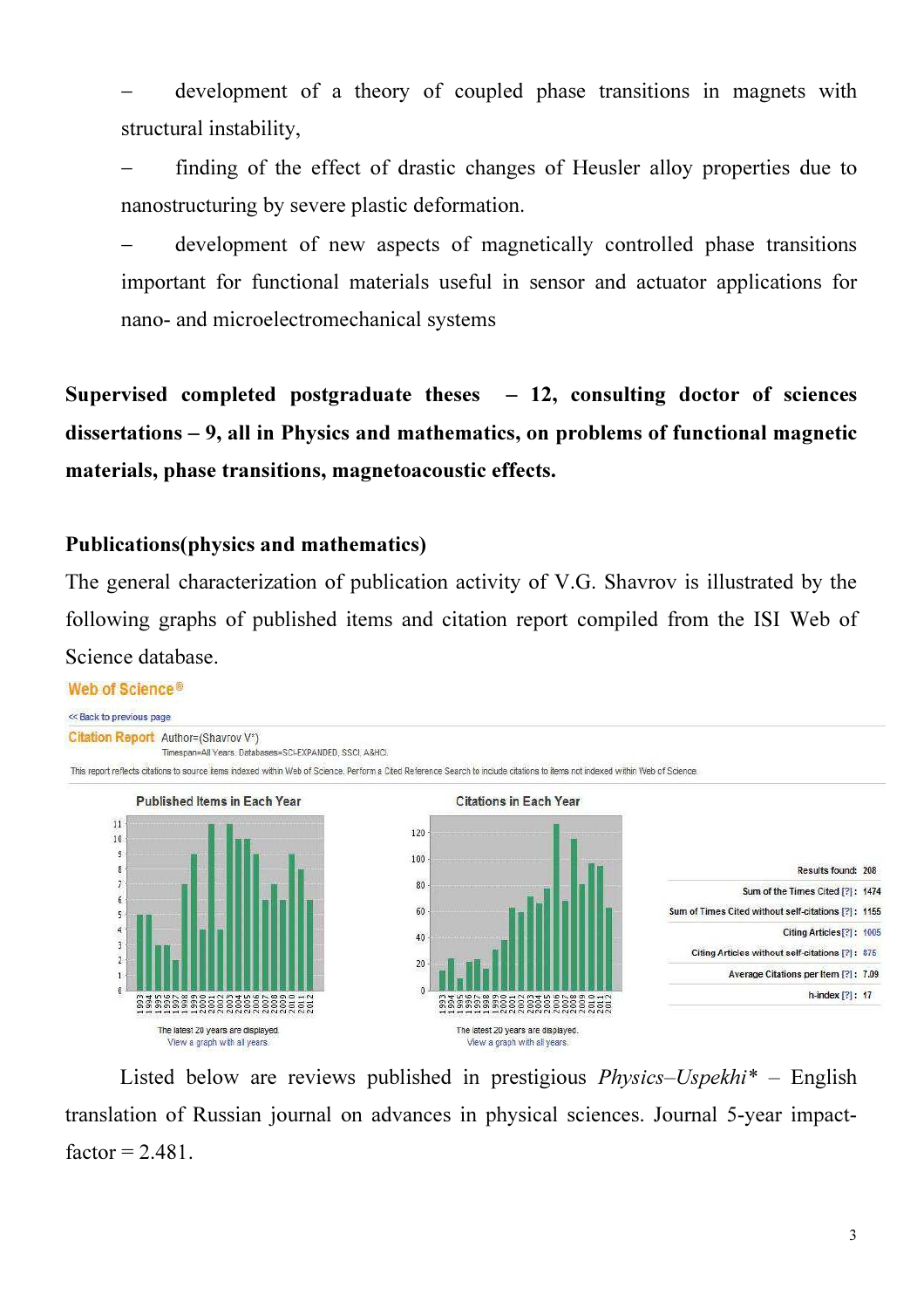– development of a theory of coupled phase transitions in magnets with structural instability,

– finding of the effect of drastic changes of Heusler alloy properties due to nanostructuring by severe plastic deformation.

– development of new aspects of magnetically controlled phase transitions important for functional materials useful in sensor and actuator applications for nano- and microelectromechanical systems

**Supervised completed postgraduate theses – 12, consulting doctor of sciences dissertations – 9, all in Physics and mathematics, on problems of functional magnetic materials, phase transitions, magnetoacoustic effects.**

**Publications(physics and mathematics)**

The general characterization of publication activity of V.G. Shavrov is illustrated by the following graphs of published items and citation report compiled from the ISI Web of Science database.

Web of Science®

<< Back to previous page

Citation Report Author=(Shavrov V*)
Timespan=All Years. Databases=SCI-EXPANDED, SSCI, A&HCI.

This report reflects citations to source items indexed within Web of Science. Perform a Cited Reference Search to include citations to items not indexed within Web of Science.

Published Items in Each Year — The latest 20 years are displayed. View a graph with all years.

Citations in Each Year — The latest 20 years are displayed. View a graph with all years.

| | |
|---|---|
| Results found: | 208 |
| Sum of the Times Cited [?]: | 1474 |
| Sum of Times Cited without self-citations [?]: | 1155 |
| Citing Articles [?]: | 1005 |
| Citing Articles without self-citations [?]: | 875 |
| Average Citations per Item [?]: | 7.09 |
| h-index [?]: | 17 |

Listed below are reviews published in prestigious *Physics–Uspekhi** – English translation of Russian journal on advances in physical sciences. Journal 5-year impact-factor = 2.481.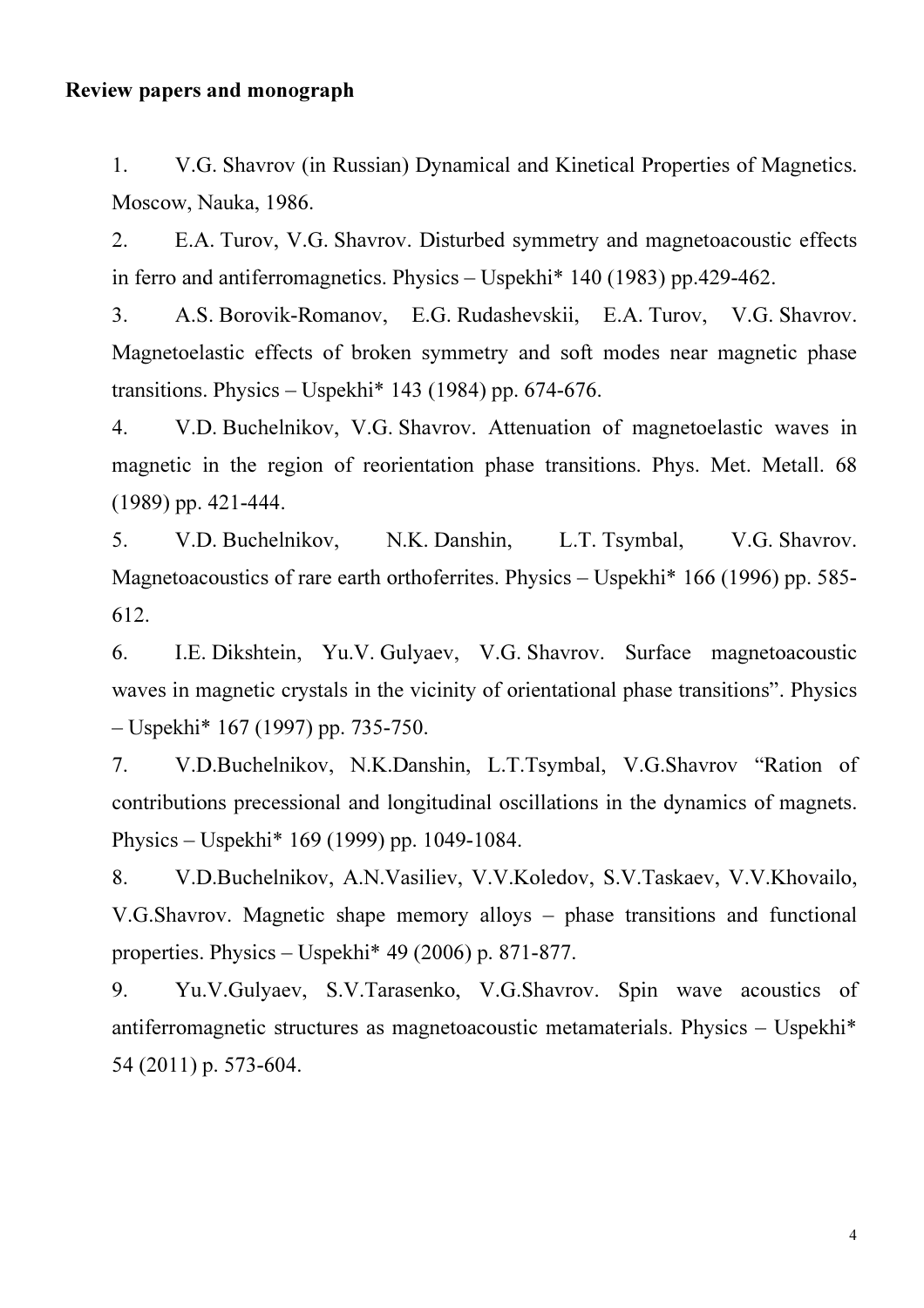**Review papers and monograph**

1. V.G. Shavrov (in Russian) Dynamical and Kinetical Properties of Magnetics. Moscow, Nauka, 1986.
2. E.A. Turov, V.G. Shavrov. Disturbed symmetry and magnetoacoustic effects in ferro and antiferromagnetics. Physics – Uspekhi* 140 (1983) pp.429-462.
3. A.S. Borovik-Romanov, E.G. Rudashevskii, E.A. Turov, V.G. Shavrov. Magnetoelastic effects of broken symmetry and soft modes near magnetic phase transitions. Physics – Uspekhi* 143 (1984) pp. 674-676.
4. V.D. Buchelnikov, V.G. Shavrov. Attenuation of magnetoelastic waves in magnetic in the region of reorientation phase transitions. Phys. Met. Metall. 68 (1989) pp. 421-444.
5. V.D. Buchelnikov, N.K. Danshin, L.T. Tsymbal, V.G. Shavrov. Magnetoacoustics of rare earth orthoferrites. Physics – Uspekhi* 166 (1996) pp. 585-612.
6. I.E. Dikshtein, Yu.V. Gulyaev, V.G. Shavrov. Surface magnetoacoustic waves in magnetic crystals in the vicinity of orientational phase transitions". Physics – Uspekhi* 167 (1997) pp. 735-750.
7. V.D.Buchelnikov, N.K.Danshin, L.T.Tsymbal, V.G.Shavrov "Ration of contributions precessional and longitudinal oscillations in the dynamics of magnets. Physics – Uspekhi* 169 (1999) pp. 1049-1084.
8. V.D.Buchelnikov, A.N.Vasiliev, V.V.Koledov, S.V.Taskaev, V.V.Khovailo, V.G.Shavrov. Magnetic shape memory alloys – phase transitions and functional properties. Physics – Uspekhi* 49 (2006) p. 871-877.
9. Yu.V.Gulyaev, S.V.Tarasenko, V.G.Shavrov. Spin wave acoustics of antiferromagnetic structures as magnetoacoustic metamaterials. Physics – Uspekhi* 54 (2011) p. 573-604.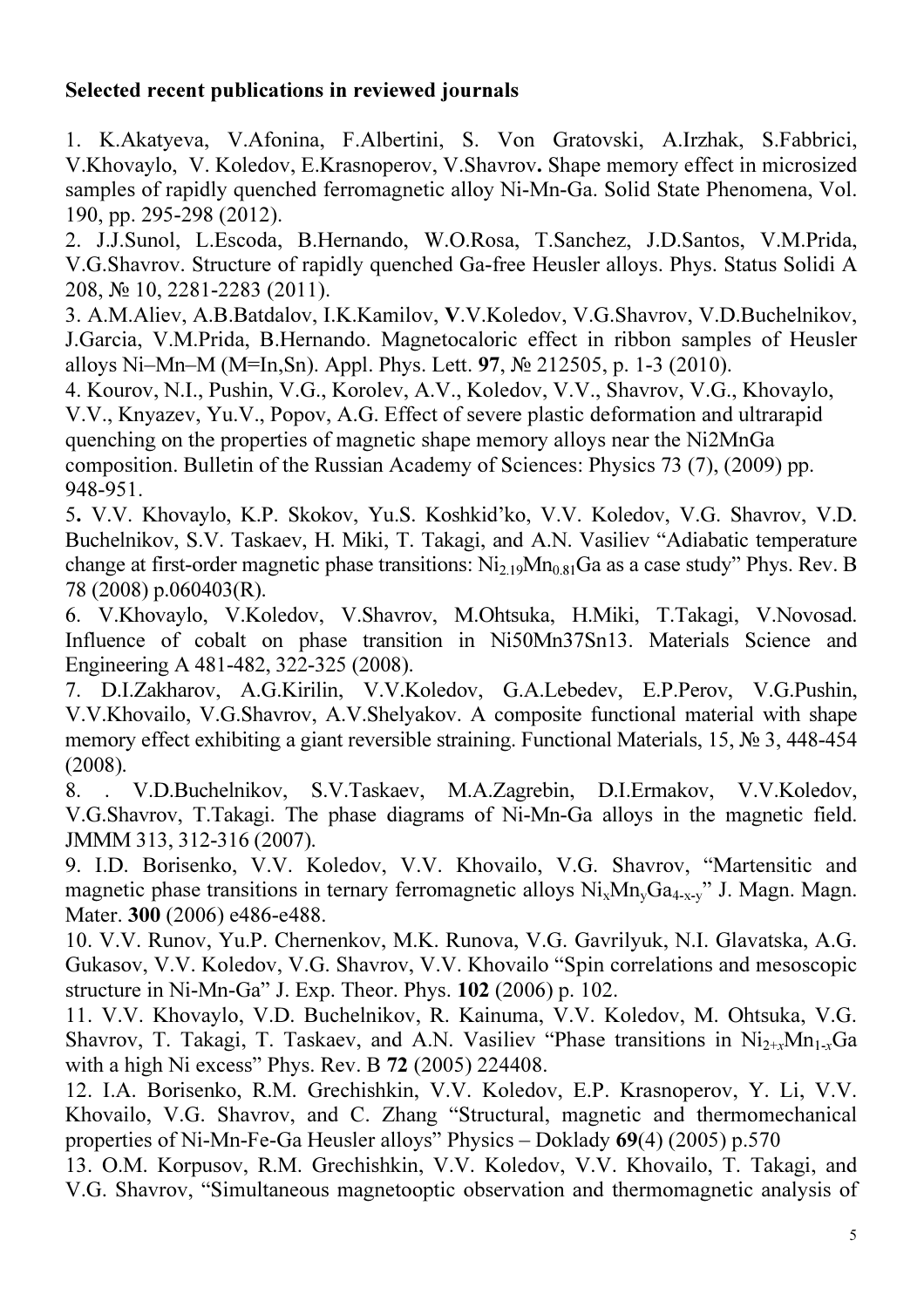**Selected recent publications in reviewed journals**

1. K.Akatyeva, V.Afonina, F.Albertini, S. Von Gratovski, A.Irzhak, S.Fabbrici, V.Khovaylo, V. Koledov, E.Krasnoperov, V.Shavrov**.** Shape memory effect in microsized samples of rapidly quenched ferromagnetic alloy Ni-Mn-Ga. Solid State Phenomena, Vol. 190, pp. 295-298 (2012).
2. J.J.Sunol, L.Escoda, B.Hernando, W.O.Rosa, T.Sanchez, J.D.Santos, V.M.Prida, V.G.Shavrov. Structure of rapidly quenched Ga-free Heusler alloys. Phys. Status Solidi A 208, № 10, 2281-2283 (2011).
3. A.M.Aliev, A.B.Batdalov, I.K.Kamilov, **V**.V.Koledov, V.G.Shavrov, V.D.Buchelnikov, J.Garcia, V.M.Prida, B.Hernando. Magnetocaloric effect in ribbon samples of Heusler alloys Ni–Mn–M (M=In,Sn). Appl. Phys. Lett. **97**, № 212505, p. 1-3 (2010).
4. Kourov, N.I., Pushin, V.G., Korolev, A.V., Koledov, V.V., Shavrov, V.G., Khovaylo, V.V., Knyazev, Yu.V., Popov, A.G. Effect of severe plastic deformation and ultrarapid quenching on the properties of magnetic shape memory alloys near the Ni2MnGa composition. Bulletin of the Russian Academy of Sciences: Physics 73 (7), (2009) pp. 948-951.
5. V.V. Khovaylo, K.P. Skokov, Yu.S. Koshkid'ko, V.V. Koledov, V.G. Shavrov, V.D. Buchelnikov, S.V. Taskaev, H. Miki, T. Takagi, and A.N. Vasiliev "Adiabatic temperature change at first-order magnetic phase transitions: $Ni_{2.19}Mn_{0.81}Ga$ as a case study" Phys. Rev. B 78 (2008) p.060403(R).
6. V.Khovaylo, V.Koledov, V.Shavrov, M.Ohtsuka, H.Miki, T.Takagi, V.Novosad. Influence of cobalt on phase transition in Ni50Mn37Sn13. Materials Science and Engineering A 481-482, 322-325 (2008).
7. D.I.Zakharov, A.G.Kirilin, V.V.Koledov, G.A.Lebedev, E.P.Perov, V.G.Pushin, V.V.Khovailo, V.G.Shavrov, A.V.Shelyakov. A composite functional material with shape memory effect exhibiting a giant reversible straining. Functional Materials, 15, № 3, 448-454 (2008).
8. . V.D.Buchelnikov, S.V.Taskaev, M.A.Zagrebin, D.I.Ermakov, V.V.Koledov, V.G.Shavrov, T.Takagi. The phase diagrams of Ni-Mn-Ga alloys in the magnetic field. JMMM 313, 312-316 (2007).
9. I.D. Borisenko, V.V. Koledov, V.V. Khovailo, V.G. Shavrov, "Martensitic and magnetic phase transitions in ternary ferromagnetic alloys $Ni_xMn_yGa_{4-x-y}$" J. Magn. Magn. Mater. **300** (2006) e486-e488.
10. V.V. Runov, Yu.P. Chernenkov, M.K. Runova, V.G. Gavrilyuk, N.I. Glavatska, A.G. Gukasov, V.V. Koledov, V.G. Shavrov, V.V. Khovailo "Spin correlations and mesoscopic structure in Ni-Mn-Ga" J. Exp. Theor. Phys. **102** (2006) p. 102.
11. V.V. Khovaylo, V.D. Buchelnikov, R. Kainuma, V.V. Koledov, M. Ohtsuka, V.G. Shavrov, T. Takagi, T. Taskaev, and A.N. Vasiliev "Phase transitions in $Ni_{2+x}Mn_{1-x}Ga$ with a high Ni excess" Phys. Rev. B **72** (2005) 224408.
12. I.A. Borisenko, R.M. Grechishkin, V.V. Koledov, E.P. Krasnoperov, Y. Li, V.V. Khovailo, V.G. Shavrov, and C. Zhang "Structural, magnetic and thermomechanical properties of Ni-Mn-Fe-Ga Heusler alloys" Physics – Doklady **69**(4) (2005) p.570
13. O.M. Korpusov, R.M. Grechishkin, V.V. Koledov, V.V. Khovailo, T. Takagi, and V.G. Shavrov, "Simultaneous magnetooptic observation and thermomagnetic analysis of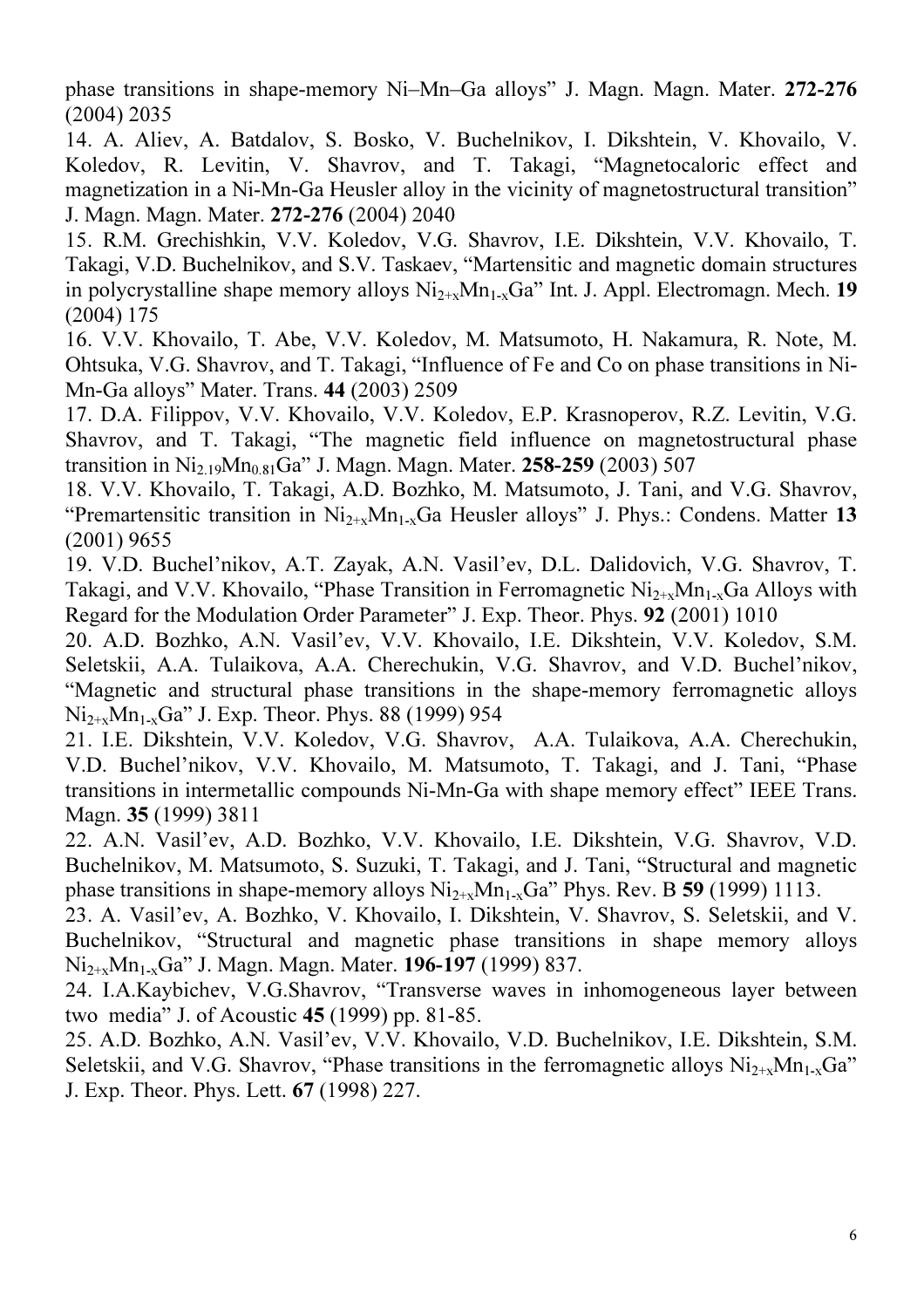phase transitions in shape-memory Ni–Mn–Ga alloys" J. Magn. Magn. Mater. **272-276** (2004) 2035

14. A. Aliev, A. Batdalov, S. Bosko, V. Buchelnikov, I. Dikshtein, V. Khovailo, V. Koledov, R. Levitin, V. Shavrov, and T. Takagi, "Magnetocaloric effect and magnetization in a Ni-Mn-Ga Heusler alloy in the vicinity of magnetostructural transition" J. Magn. Magn. Mater. **272-276** (2004) 2040

15. R.M. Grechishkin, V.V. Koledov, V.G. Shavrov, I.E. Dikshtein, V.V. Khovailo, T. Takagi, V.D. Buchelnikov, and S.V. Taskaev, "Martensitic and magnetic domain structures in polycrystalline shape memory alloys $Ni_{2+x}Mn_{1-x}Ga$" Int. J. Appl. Electromagn. Mech. **19** (2004) 175

16. V.V. Khovailo, T. Abe, V.V. Koledov, M. Matsumoto, H. Nakamura, R. Note, M. Ohtsuka, V.G. Shavrov, and T. Takagi, "Influence of Fe and Co on phase transitions in Ni-Mn-Ga alloys" Mater. Trans. **44** (2003) 2509

17. D.A. Filippov, V.V. Khovailo, V.V. Koledov, E.P. Krasnoperov, R.Z. Levitin, V.G. Shavrov, and T. Takagi, "The magnetic field influence on magnetostructural phase transition in $Ni_{2.19}Mn_{0.81}Ga$" J. Magn. Magn. Mater. **258-259** (2003) 507

18. V.V. Khovailo, T. Takagi, A.D. Bozhko, M. Matsumoto, J. Tani, and V.G. Shavrov, "Premartensitic transition in $Ni_{2+x}Mn_{1-x}Ga$ Heusler alloys" J. Phys.: Condens. Matter **13** (2001) 9655

19. V.D. Buchel'nikov, A.T. Zayak, A.N. Vasil'ev, D.L. Dalidovich, V.G. Shavrov, T. Takagi, and V.V. Khovailo, "Phase Transition in Ferromagnetic $Ni_{2+x}Mn_{1-x}Ga$ Alloys with Regard for the Modulation Order Parameter" J. Exp. Theor. Phys. **92** (2001) 1010

20. A.D. Bozhko, A.N. Vasil'ev, V.V. Khovailo, I.E. Dikshtein, V.V. Koledov, S.M. Seletskii, A.A. Tulaikova, A.A. Cherechukin, V.G. Shavrov, and V.D. Buchel'nikov, "Magnetic and structural phase transitions in the shape-memory ferromagnetic alloys $Ni_{2+x}Mn_{1-x}Ga$" J. Exp. Theor. Phys. 88 (1999) 954

21. I.E. Dikshtein, V.V. Koledov, V.G. Shavrov, A.A. Tulaikova, A.A. Cherechukin, V.D. Buchel'nikov, V.V. Khovailo, M. Matsumoto, T. Takagi, and J. Tani, "Phase transitions in intermetallic compounds Ni-Mn-Ga with shape memory effect" IEEE Trans. Magn. **35** (1999) 3811

22. A.N. Vasil'ev, A.D. Bozhko, V.V. Khovailo, I.E. Dikshtein, V.G. Shavrov, V.D. Buchelnikov, M. Matsumoto, S. Suzuki, T. Takagi, and J. Tani, "Structural and magnetic phase transitions in shape-memory alloys $Ni_{2+x}Mn_{1-x}Ga$" Phys. Rev. B **59** (1999) 1113.

23. A. Vasil'ev, A. Bozhko, V. Khovailo, I. Dikshtein, V. Shavrov, S. Seletskii, and V. Buchelnikov, "Structural and magnetic phase transitions in shape memory alloys $Ni_{2+x}Mn_{1-x}Ga$" J. Magn. Magn. Mater. **196-197** (1999) 837.

24. I.A.Kaybichev, V.G.Shavrov, "Transverse waves in inhomogeneous layer between two media" J. of Acoustic **45** (1999) pp. 81-85.

25. A.D. Bozhko, A.N. Vasil'ev, V.V. Khovailo, V.D. Buchelnikov, I.E. Dikshtein, S.M. Seletskii, and V.G. Shavrov, "Phase transitions in the ferromagnetic alloys $Ni_{2+x}Mn_{1-x}Ga$" J. Exp. Theor. Phys. Lett. **67** (1998) 227.